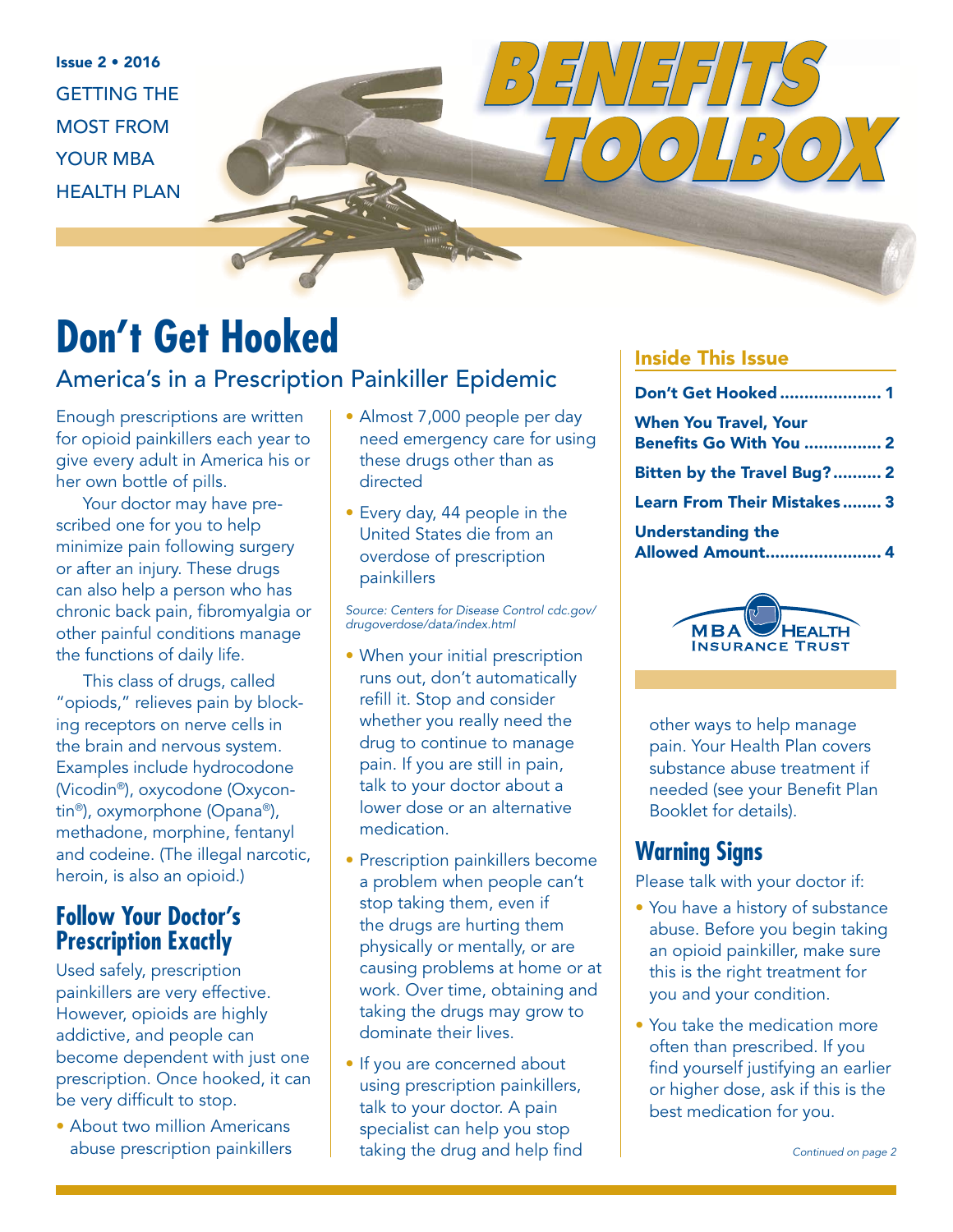Issue 2 • 2016

GETTING THE MOST FROM YOUR MBA HEALTH PLAN

# BENEFITS TOOLBOX

# Don't Get Hooked

## America's in a Prescription Painkiller Epidemic

Enough prescriptions are written for opioid painkillers each year to give every adult in America his or her own bottle of pills.

Your doctor may have prescribed one for you to help minimize pain following surgery or after an injury. These drugs can also help a person who has chronic back pain, fibromyalgia or other painful conditions manage the functions of daily life.

This class of drugs, called "opiods," relieves pain by blocking receptors on nerve cells in the brain and nervous system. Examples include hydrocodone (Vicodin®), oxycodone (Oxycontin®), oxymorphone (Opana®), methadone, morphine, fentanyl and codeine. (The illegal narcotic, heroin, is also an opioid.)

### Follow Your Doctor's Prescription Exactly

Used safely, prescription painkillers are very effective. However, opioids are highly addictive, and people can become dependent with just one prescription. Once hooked, it can be very difficult to stop.

- About two million Americans abuse prescription painkillers
- Almost 7,000 people per day need emergency care for using these drugs other than as directed
- Every day, 44 people in the United States die from an overdose of prescription painkillers

*Source: Centers for Disease Control cdc.gov/drugoverdose/data/index.html*

- When your initial prescription runs out, don't automatically refill it. Stop and consider whether you really need the drug to continue to manage pain. If you are still in pain, talk to your doctor about a lower dose or an alternative medication.
- Prescription painkillers become a problem when people can't stop taking them, even if the drugs are hurting them physically or mentally, or are causing problems at home or at work. Over time, obtaining and taking the drugs may grow to dominate their lives.
- If you are concerned about using prescription painkillers, talk to your doctor. A pain specialist can help you stop taking the drug and help find other ways to help manage pain. Your Health Plan covers substance abuse treatment if needed (see your Benefit Plan Booklet for details).

### Warning Signs

Please talk with your doctor if:

- You have a history of substance abuse. Before you begin taking an opioid painkiller, make sure this is the right treatment for you and your condition.
- You take the medication more often than prescribed. If you find yourself justifying an earlier or higher dose, ask if this is the best medication for you.

*Continued on page 2*

### Inside This Issue

| | |
|---|---|
| Don't Get Hooked | 1 |
| When You Travel, Your Benefits Go With You | 2 |
| Bitten by the Travel Bug? | 2 |
| Learn From Their Mistakes | 3 |
| Understanding the Allowed Amount | 4 |

MBA HEALTH INSURANCE TRUST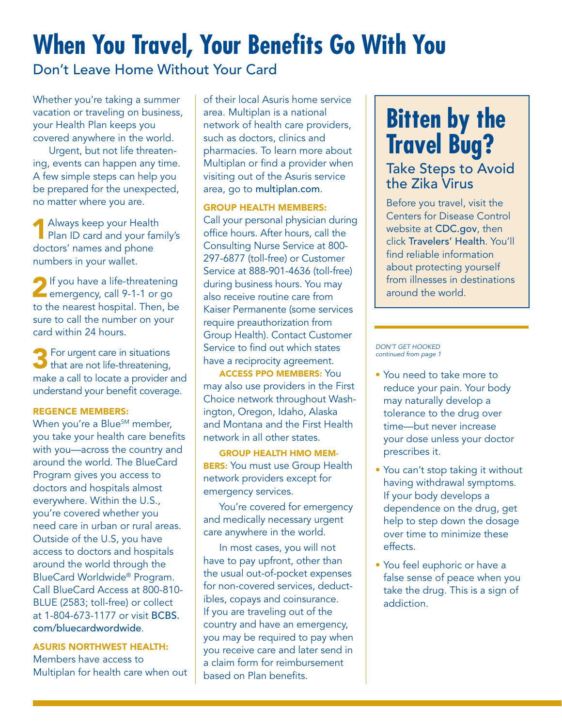# When You Travel, Your Benefits Go With You

## Don't Leave Home Without Your Card

Whether you're taking a summer vacation or traveling on business, your Health Plan keeps you covered anywhere in the world.

Urgent, but not life threatening, events can happen any time. A few simple steps can help you be prepared for the unexpected, no matter where you are.

1. Always keep your Health Plan ID card and your family's doctors' names and phone numbers in your wallet.

2. If you have a life-threatening emergency, call 9-1-1 or go to the nearest hospital. Then, be sure to call the number on your card within 24 hours.

3. For urgent care in situations that are not life-threatening, make a call to locate a provider and understand your benefit coverage.

**REGENCE MEMBERS:**
When you're a Blue℠ member, you take your health care benefits with you—across the country and around the world. The BlueCard Program gives you access to doctors and hospitals almost everywhere. Within the U.S., you're covered whether you need care in urban or rural areas. Outside of the U.S, you have access to doctors and hospitals around the world through the BlueCard Worldwide® Program. Call BlueCard Access at 800-810-BLUE (2583; toll-free) or collect at 1-804-673-1177 or visit BCBS.com/bluecardwordwide.

**ASURIS NORTHWEST HEALTH:**
Members have access to Multiplan for health care when out of their local Asuris home service area. Multiplan is a national network of health care providers, such as doctors, clinics and pharmacies. To learn more about Multiplan or find a provider when visiting out of the Asuris service area, go to multiplan.com.

**GROUP HEALTH MEMBERS:**
Call your personal physician during office hours. After hours, call the Consulting Nurse Service at 800-297-6877 (toll-free) or Customer Service at 888-901-4636 (toll-free) during business hours. You may also receive routine care from Kaiser Permanente (some services require preauthorization from Group Health). Contact Customer Service to find out which states have a reciprocity agreement.

**ACCESS PPO MEMBERS:** You may also use providers in the First Choice network throughout Washington, Oregon, Idaho, Alaska and Montana and the First Health network in all other states.

**GROUP HEALTH HMO MEMBERS:** You must use Group Health network providers except for emergency services.

You're covered for emergency and medically necessary urgent care anywhere in the world.

In most cases, you will not have to pay upfront, other than the usual out-of-pocket expenses for non-covered services, deductibles, copays and coinsurance. If you are traveling out of the country and have an emergency, you may be required to pay when you receive care and later send in a claim form for reimbursement based on Plan benefits.

# Bitten by the Travel Bug?

## Take Steps to Avoid the Zika Virus

Before you travel, visit the Centers for Disease Control website at CDC.gov, then click Travelers' Health. You'll find reliable information about protecting yourself from illnesses in destinations around the world.

*DON'T GET HOOKED*
*continued from page 1*

- You need to take more to reduce your pain. Your body may naturally develop a tolerance to the drug over time—but never increase your dose unless your doctor prescribes it.
- You can't stop taking it without having withdrawal symptoms. If your body develops a dependence on the drug, get help to step down the dosage over time to minimize these effects.
- You feel euphoric or have a false sense of peace when you take the drug. This is a sign of addiction.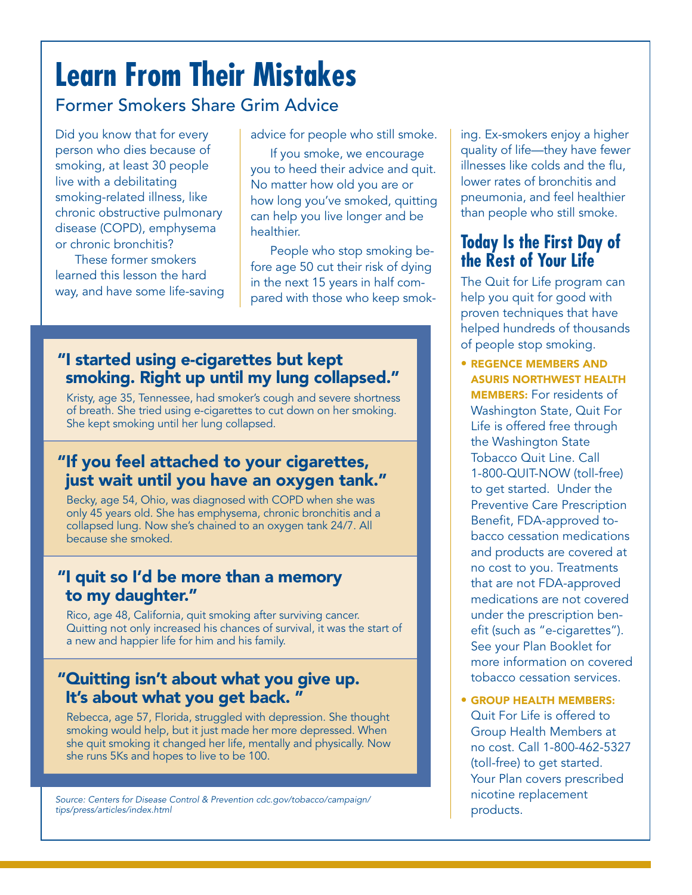# Learn From Their Mistakes

## Former Smokers Share Grim Advice

Did you know that for every person who dies because of smoking, at least 30 people live with a debilitating smoking-related illness, like chronic obstructive pulmonary disease (COPD), emphysema or chronic bronchitis?

These former smokers learned this lesson the hard way, and have some life-saving advice for people who still smoke.

If you smoke, we encourage you to heed their advice and quit. No matter how old you are or how long you've smoked, quitting can help you live longer and be healthier.

People who stop smoking before age 50 cut their risk of dying in the next 15 years in half compared with those who keep smoking. Ex-smokers enjoy a higher quality of life—they have fewer illnesses like colds and the flu, lower rates of bronchitis and pneumonia, and feel healthier than people who still smoke.

### "I started using e-cigarettes but kept smoking. Right up until my lung collapsed."

Kristy, age 35, Tennessee, had smoker's cough and severe shortness of breath. She tried using e-cigarettes to cut down on her smoking. She kept smoking until her lung collapsed.

### "If you feel attached to your cigarettes, just wait until you have an oxygen tank."

Becky, age 54, Ohio, was diagnosed with COPD when she was only 45 years old. She has emphysema, chronic bronchitis and a collapsed lung. Now she's chained to an oxygen tank 24/7. All because she smoked.

### "I quit so I'd be more than a memory to my daughter."

Rico, age 48, California, quit smoking after surviving cancer. Quitting not only increased his chances of survival, it was the start of a new and happier life for him and his family.

### "Quitting isn't about what you give up. It's about what you get back. "

Rebecca, age 57, Florida, struggled with depression. She thought smoking would help, but it just made her more depressed. When she quit smoking it changed her life, mentally and physically. Now she runs 5Ks and hopes to live to be 100.

*Source: Centers for Disease Control & Prevention cdc.gov/tobacco/campaign/tips/press/articles/index.html*

## Today Is the First Day of the Rest of Your Life

The Quit for Life program can help you quit for good with proven techniques that have helped hundreds of thousands of people stop smoking.

- **REGENCE MEMBERS AND ASURIS NORTHWEST HEALTH MEMBERS:** For residents of Washington State, Quit For Life is offered free through the Washington State Tobacco Quit Line. Call 1-800-QUIT-NOW (toll-free) to get started. Under the Preventive Care Prescription Benefit, FDA-approved tobacco cessation medications and products are covered at no cost to you. Treatments that are not FDA-approved medications are not covered under the prescription benefit (such as "e-cigarettes"). See your Plan Booklet for more information on covered tobacco cessation services.
- **GROUP HEALTH MEMBERS:** Quit For Life is offered to Group Health Members at no cost. Call 1-800-462-5327 (toll-free) to get started. Your Plan covers prescribed nicotine replacement products.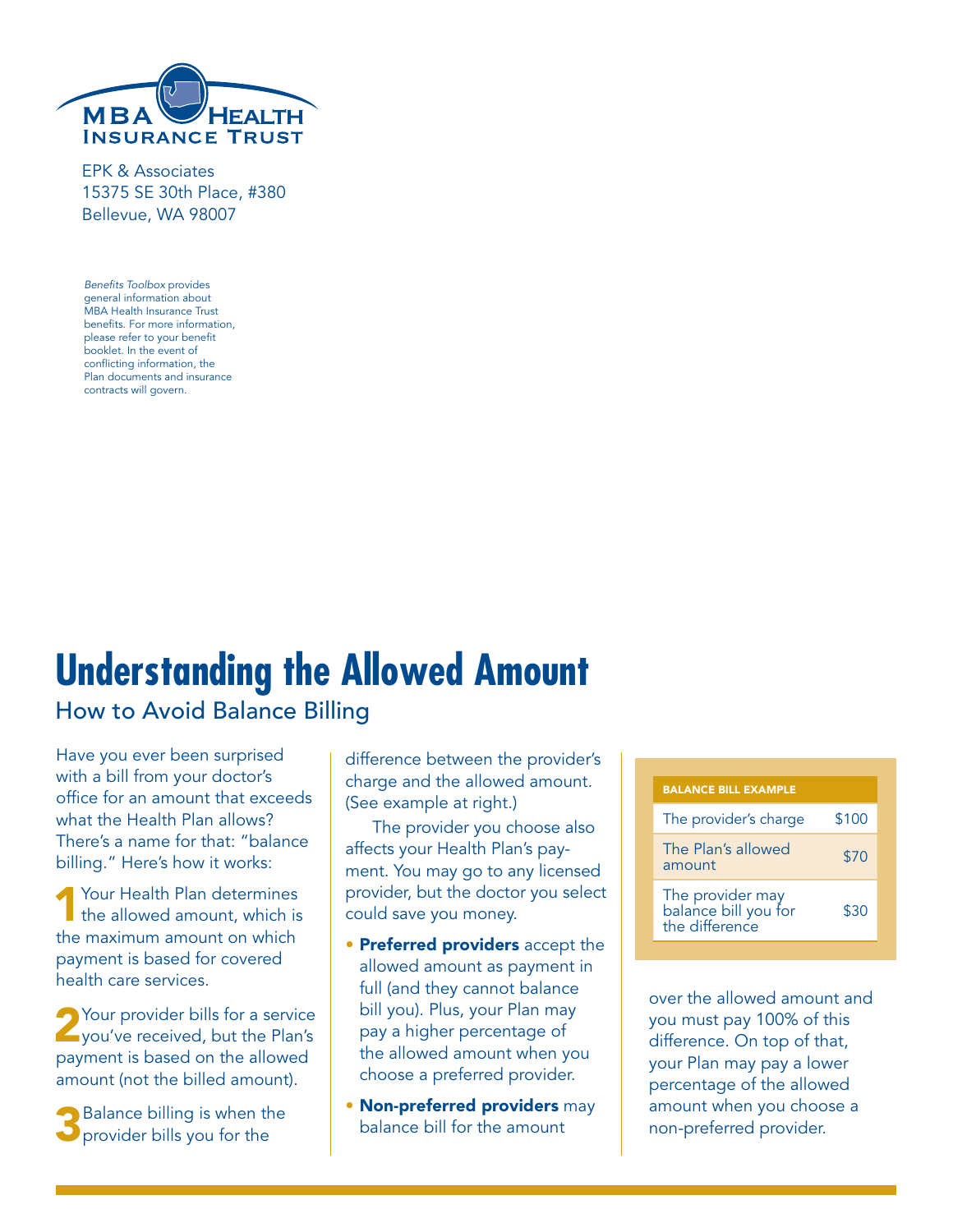MBA HEALTH INSURANCE TRUST

EPK & Associates
15375 SE 30th Place, #380
Bellevue, WA 98007

*Benefits Toolbox* provides general information about MBA Health Insurance Trust benefits. For more information, please refer to your benefit booklet. In the event of conflicting information, the Plan documents and insurance contracts will govern.

# Understanding the Allowed Amount

## How to Avoid Balance Billing

Have you ever been surprised with a bill from your doctor's office for an amount that exceeds what the Health Plan allows? There's a name for that: "balance billing." Here's how it works:

**1** Your Health Plan determines the allowed amount, which is the maximum amount on which payment is based for covered health care services.

**2** Your provider bills for a service you've received, but the Plan's payment is based on the allowed amount (not the billed amount).

**3** Balance billing is when the provider bills you for the difference between the provider's charge and the allowed amount. (See example at right.)

The provider you choose also affects your Health Plan's payment. You may go to any licensed provider, but the doctor you select could save you money.

- **Preferred providers** accept the allowed amount as payment in full (and they cannot balance bill you). Plus, your Plan may pay a higher percentage of the allowed amount when you choose a preferred provider.
- **Non-preferred providers** may balance bill for the amount over the allowed amount and you must pay 100% of this difference. On top of that, your Plan may pay a lower percentage of the allowed amount when you choose a non-preferred provider.

| BALANCE BILL EXAMPLE | |
|---|---|
| The provider's charge | $100 |
| The Plan's allowed amount | $70 |
| The provider may balance bill you for the difference | $30 |